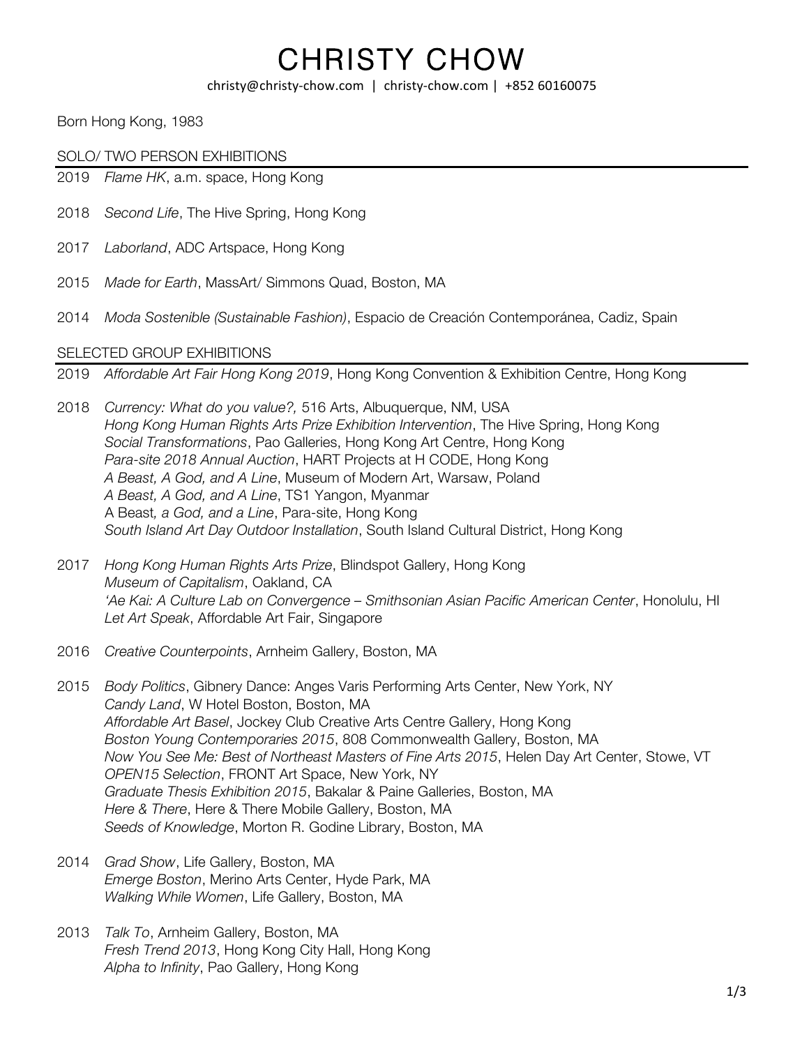# CHRISTY CHOW

christy@christy-chow.com | christy-chow.com | +852 60160075

Born Hong Kong, 1983

## SOLO/ TWO PERSON EXHIBITIONS

2019 *Flame HK*, a.m. space, Hong Kong

2018 *Second Life*, The Hive Spring, Hong Kong

2017 *Laborland*, ADC Artspace, Hong Kong

2015 *Made for Earth*, MassArt/ Simmons Quad, Boston, MA

2014 *Moda Sostenible (Sustainable Fashion)*, Espacio de Creación Contemporánea, Cadiz, Spain

## SELECTED GROUP EXHIBITIONS

2019 *Affordable Art Fair Hong Kong 2019*, Hong Kong Convention & Exhibition Centre, Hong Kong

2018 *Currency: What do you value?,* 516 Arts, Albuquerque, NM, USA
*Hong Kong Human Rights Arts Prize Exhibition Intervention*, The Hive Spring, Hong Kong
*Social Transformations*, Pao Galleries, Hong Kong Art Centre, Hong Kong
*Para-site 2018 Annual Auction*, HART Projects at H CODE, Hong Kong
*A Beast, A God, and A Line*, Museum of Modern Art, Warsaw, Poland
*A Beast, A God, and A Line*, TS1 Yangon, Myanmar
A Beast*, a God, and a Line*, Para-site, Hong Kong
*South Island Art Day Outdoor Installation*, South Island Cultural District, Hong Kong

2017 *Hong Kong Human Rights Arts Prize*, Blindspot Gallery, Hong Kong
*Museum of Capitalism*, Oakland, CA
*'Ae Kai: A Culture Lab on Convergence – Smithsonian Asian Pacific American Center*, Honolulu, HI
*Let Art Speak*, Affordable Art Fair, Singapore

2016 *Creative Counterpoints*, Arnheim Gallery, Boston, MA

2015 *Body Politics*, Gibnery Dance: Anges Varis Performing Arts Center, New York, NY
*Candy Land*, W Hotel Boston, Boston, MA
*Affordable Art Basel*, Jockey Club Creative Arts Centre Gallery, Hong Kong
*Boston Young Contemporaries 2015*, 808 Commonwealth Gallery, Boston, MA
*Now You See Me: Best of Northeast Masters of Fine Arts 2015*, Helen Day Art Center, Stowe, VT
*OPEN15 Selection*, FRONT Art Space, New York, NY
*Graduate Thesis Exhibition 2015*, Bakalar & Paine Galleries, Boston, MA
*Here & There*, Here & There Mobile Gallery, Boston, MA
*Seeds of Knowledge*, Morton R. Godine Library, Boston, MA

2014 *Grad Show*, Life Gallery, Boston, MA
*Emerge Boston*, Merino Arts Center, Hyde Park, MA
*Walking While Women*, Life Gallery, Boston, MA

2013 *Talk To*, Arnheim Gallery, Boston, MA
*Fresh Trend 2013*, Hong Kong City Hall, Hong Kong
*Alpha to Infinity*, Pao Gallery, Hong Kong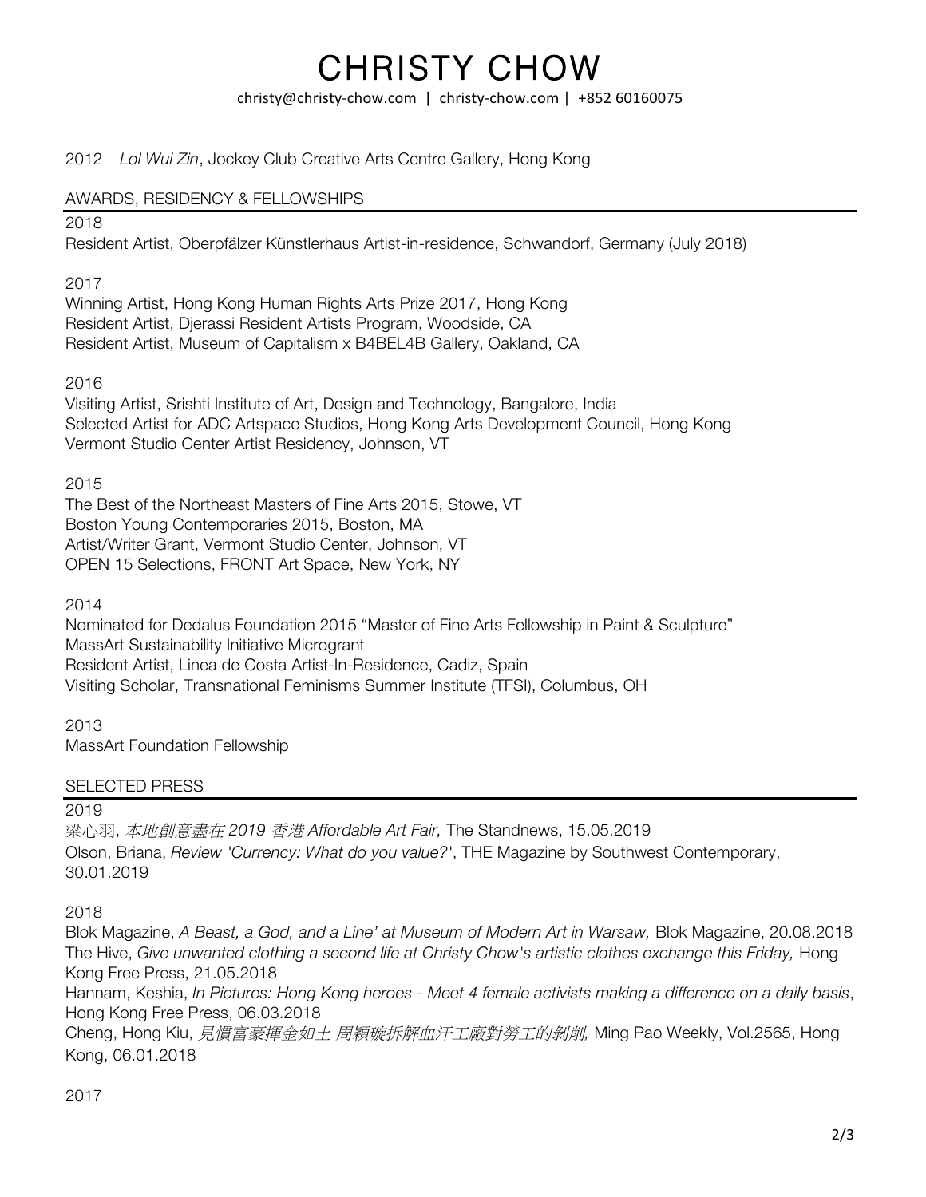2012 *Lol Wui Zin*, Jockey Club Creative Arts Centre Gallery, Hong Kong

## AWARDS, RESIDENCY & FELLOWSHIPS

2018

Resident Artist, Oberpfälzer Künstlerhaus Artist-in-residence, Schwandorf, Germany (July 2018)

2017

Winning Artist, Hong Kong Human Rights Arts Prize 2017, Hong Kong
Resident Artist, Djerassi Resident Artists Program, Woodside, CA
Resident Artist, Museum of Capitalism x B4BEL4B Gallery, Oakland, CA

2016

Visiting Artist, Srishti Institute of Art, Design and Technology, Bangalore, India
Selected Artist for ADC Artspace Studios, Hong Kong Arts Development Council, Hong Kong
Vermont Studio Center Artist Residency, Johnson, VT

2015

The Best of the Northeast Masters of Fine Arts 2015, Stowe, VT
Boston Young Contemporaries 2015, Boston, MA
Artist/Writer Grant, Vermont Studio Center, Johnson, VT
OPEN 15 Selections, FRONT Art Space, New York, NY

2014

Nominated for Dedalus Foundation 2015 "Master of Fine Arts Fellowship in Paint & Sculpture"
MassArt Sustainability Initiative Microgrant
Resident Artist, Linea de Costa Artist-In-Residence, Cadiz, Spain
Visiting Scholar, Transnational Feminisms Summer Institute (TFSI), Columbus, OH

2013

MassArt Foundation Fellowship

## SELECTED PRESS

2019

梁心羽, *本地創意盡在 2019 香港 Affordable Art Fair,* The Standnews, 15.05.2019
Olson, Briana, *Review 'Currency: What do you value?'*, THE Magazine by Southwest Contemporary, 30.01.2019

2018

Blok Magazine, *A Beast, a God, and a Line' at Museum of Modern Art in Warsaw,* Blok Magazine, 20.08.2018
The Hive, *Give unwanted clothing a second life at Christy Chow's artistic clothes exchange this Friday,* Hong Kong Free Press, 21.05.2018
Hannam, Keshia, *In Pictures: Hong Kong heroes - Meet 4 female activists making a difference on a daily basis*, Hong Kong Free Press, 06.03.2018
Cheng, Hong Kiu, *見慣富豪揮金如土 周穎璇拆解血汗工廠對勞工的剝削,* Ming Pao Weekly, Vol.2565, Hong Kong, 06.01.2018

2017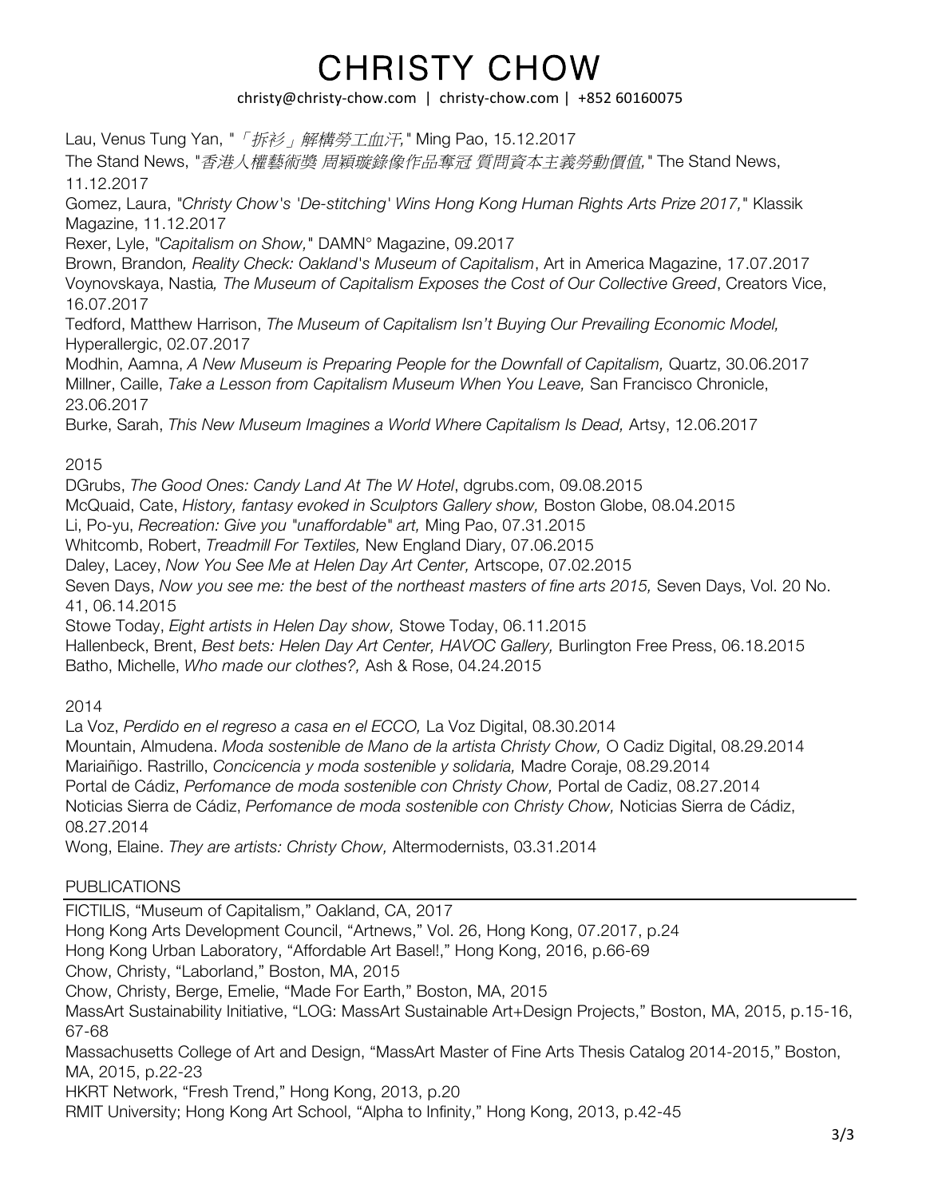Lau, Venus Tung Yan, "*「拆衫」解構勞工血汗,*" Ming Pao, 15.12.2017

The Stand News, "*香港人權藝術獎 周穎璇錄像作品奪冠 質問資本主義勞動價值,*" The Stand News, 11.12.2017

Gomez, Laura, "*Christy Chow's 'De-stitching' Wins Hong Kong Human Rights Arts Prize 2017,*" Klassik Magazine, 11.12.2017

Rexer, Lyle, "*Capitalism on Show,*" DAMN° Magazine, 09.2017

Brown, Brandon*, Reality Check: Oakland's Museum of Capitalism*, Art in America Magazine, 17.07.2017

Voynovskaya, Nastia*, The Museum of Capitalism Exposes the Cost of Our Collective Greed*, Creators Vice, 16.07.2017

Tedford, Matthew Harrison, *The Museum of Capitalism Isn't Buying Our Prevailing Economic Model,* Hyperallergic, 02.07.2017

Modhin, Aamna, *A New Museum is Preparing People for the Downfall of Capitalism,* Quartz, 30.06.2017

Millner, Caille, *Take a Lesson from Capitalism Museum When You Leave,* San Francisco Chronicle, 23.06.2017

Burke, Sarah, *This New Museum Imagines a World Where Capitalism Is Dead,* Artsy, 12.06.2017

2015

DGrubs, *The Good Ones: Candy Land At The W Hotel*, dgrubs.com, 09.08.2015

McQuaid, Cate, *History, fantasy evoked in Sculptors Gallery show,* Boston Globe, 08.04.2015

Li, Po-yu, *Recreation: Give you "unaffordable" art,* Ming Pao, 07.31.2015

Whitcomb, Robert, *Treadmill For Textiles,* New England Diary, 07.06.2015

Daley, Lacey, *Now You See Me at Helen Day Art Center,* Artscope, 07.02.2015

Seven Days, *Now you see me: the best of the northeast masters of fine arts 2015,* Seven Days, Vol. 20 No. 41, 06.14.2015

Stowe Today, *Eight artists in Helen Day show,* Stowe Today, 06.11.2015

Hallenbeck, Brent, *Best bets: Helen Day Art Center, HAVOC Gallery,* Burlington Free Press, 06.18.2015

Batho, Michelle, *Who made our clothes?,* Ash & Rose, 04.24.2015

2014

La Voz, *Perdido en el regreso a casa en el ECCO,* La Voz Digital, 08.30.2014

Mountain, Almudena. *Moda sostenible de Mano de la artista Christy Chow,* O Cadiz Digital, 08.29.2014

Mariaiñigo. Rastrillo, *Concicencia y moda sostenible y solidaria,* Madre Coraje, 08.29.2014

Portal de Cádiz, *Perfomance de moda sostenible con Christy Chow,* Portal de Cadiz, 08.27.2014

Noticias Sierra de Cádiz, *Perfomance de moda sostenible con Christy Chow,* Noticias Sierra de Cádiz, 08.27.2014

Wong, Elaine. *They are artists: Christy Chow,* Altermodernists, 03.31.2014

## PUBLICATIONS

FICTILIS, "Museum of Capitalism," Oakland, CA, 2017

Hong Kong Arts Development Council, "Artnews," Vol. 26, Hong Kong, 07.2017, p.24

Hong Kong Urban Laboratory, "Affordable Art Basel!," Hong Kong, 2016, p.66-69

Chow, Christy, "Laborland," Boston, MA, 2015

Chow, Christy, Berge, Emelie, "Made For Earth," Boston, MA, 2015

MassArt Sustainability Initiative, "LOG: MassArt Sustainable Art+Design Projects," Boston, MA, 2015, p.15-16, 67-68

Massachusetts College of Art and Design, "MassArt Master of Fine Arts Thesis Catalog 2014-2015," Boston, MA, 2015, p.22-23

HKRT Network, "Fresh Trend," Hong Kong, 2013, p.20

RMIT University; Hong Kong Art School, "Alpha to Infinity," Hong Kong, 2013, p.42-45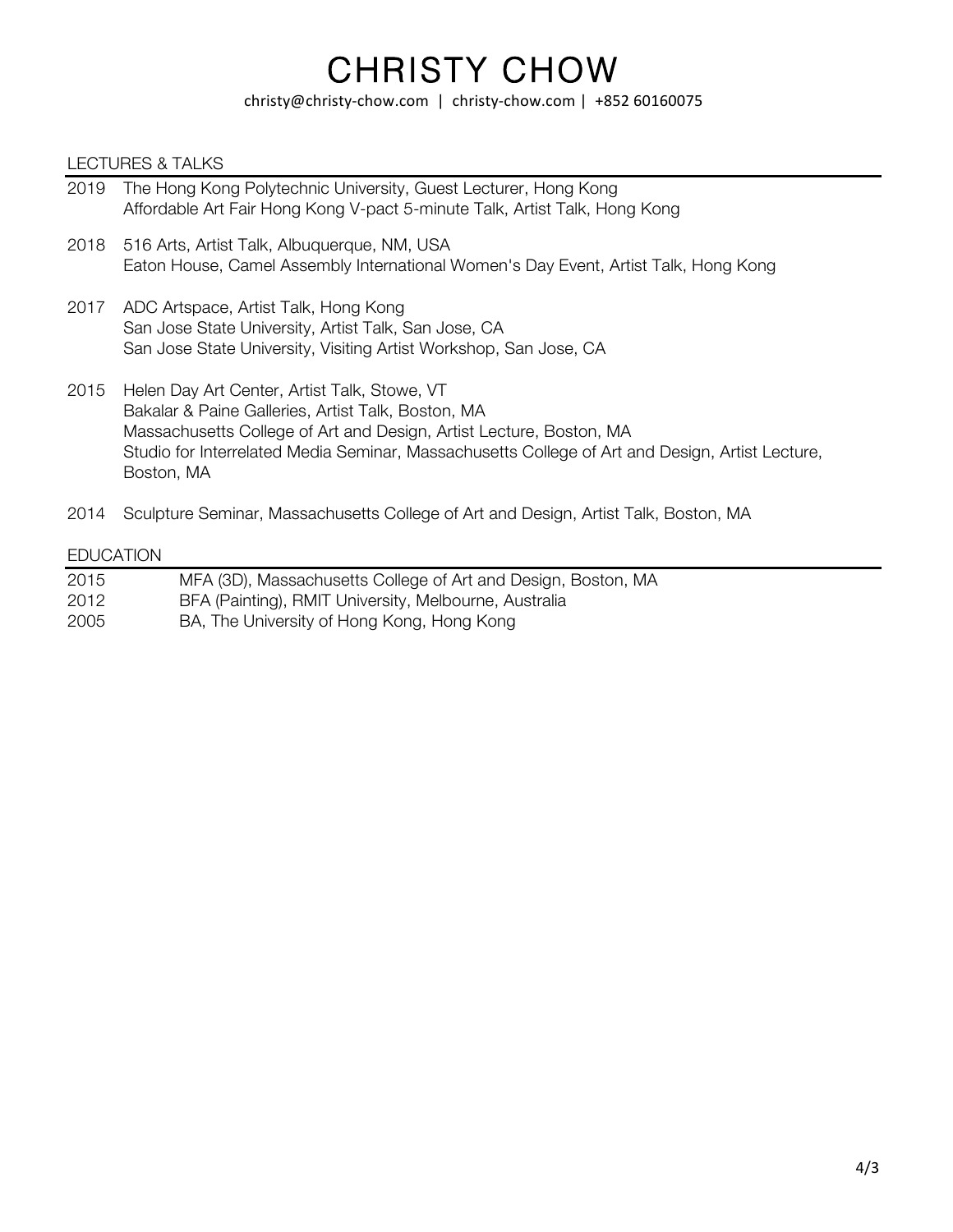# CHRISTY CHOW

christy@christy-chow.com | christy-chow.com | +852 60160075

## LECTURES & TALKS

2019 The Hong Kong Polytechnic University, Guest Lecturer, Hong Kong
Affordable Art Fair Hong Kong V-pact 5-minute Talk, Artist Talk, Hong Kong

2018 516 Arts, Artist Talk, Albuquerque, NM, USA
Eaton House, Camel Assembly International Women's Day Event, Artist Talk, Hong Kong

2017 ADC Artspace, Artist Talk, Hong Kong
San Jose State University, Artist Talk, San Jose, CA
San Jose State University, Visiting Artist Workshop, San Jose, CA

2015 Helen Day Art Center, Artist Talk, Stowe, VT
Bakalar & Paine Galleries, Artist Talk, Boston, MA
Massachusetts College of Art and Design, Artist Lecture, Boston, MA
Studio for Interrelated Media Seminar, Massachusetts College of Art and Design, Artist Lecture, Boston, MA

2014 Sculpture Seminar, Massachusetts College of Art and Design, Artist Talk, Boston, MA

## EDUCATION

2015 MFA (3D), Massachusetts College of Art and Design, Boston, MA
2012 BFA (Painting), RMIT University, Melbourne, Australia
2005 BA, The University of Hong Kong, Hong Kong